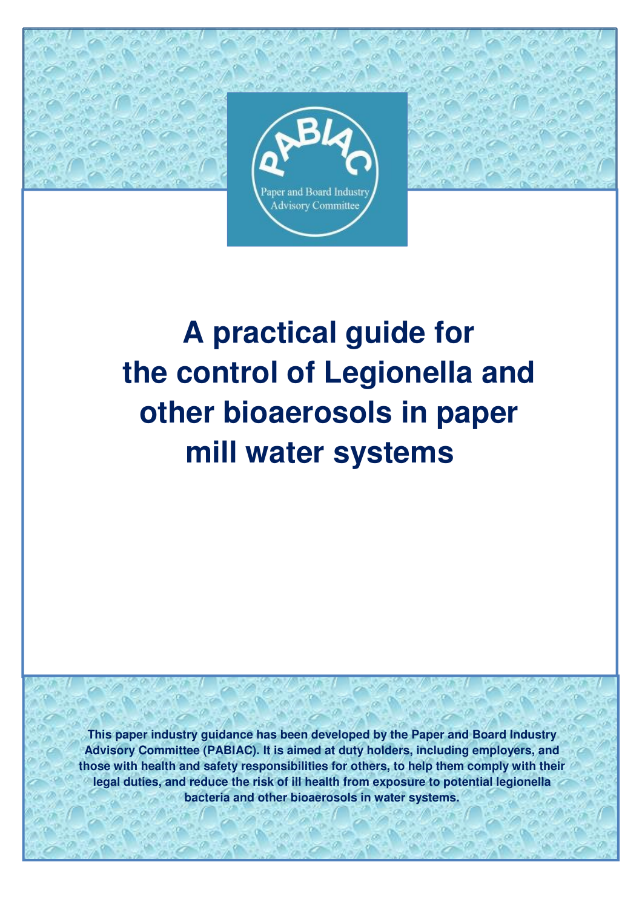PABIAC

Paper and Board Industry Advisory Committee

# A practical guide for the control of Legionella and other bioaerosols in paper mill water systems

**This paper industry guidance has been developed by the Paper and Board Industry Advisory Committee (PABIAC). It is aimed at duty holders, including employers, and those with health and safety responsibilities for others, to help them comply with their legal duties, and reduce the risk of ill health from exposure to potential legionella bacteria and other bioaerosols in water systems.**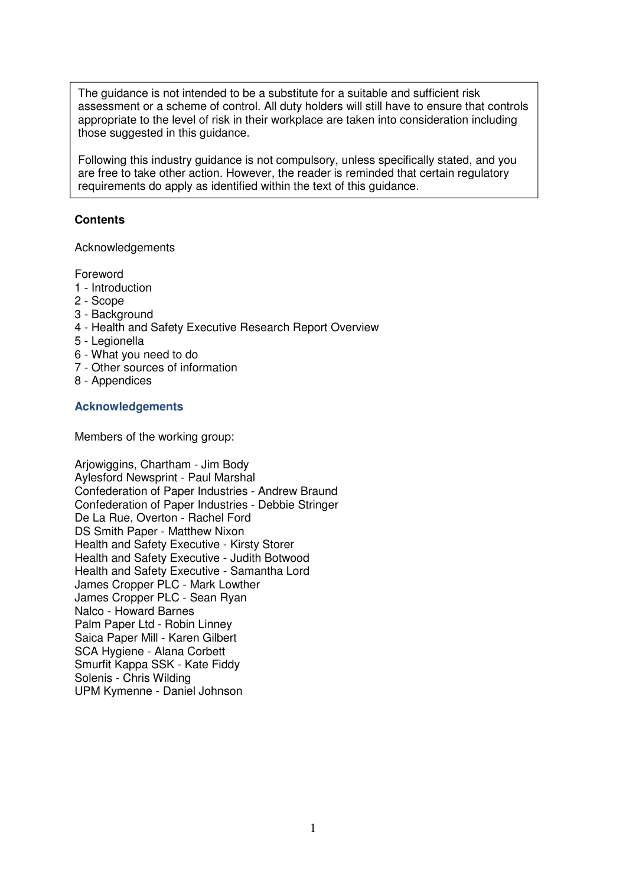> The guidance is not intended to be a substitute for a suitable and sufficient risk assessment or a scheme of control. All duty holders will still have to ensure that controls appropriate to the level of risk in their workplace are taken into consideration including those suggested in this guidance.
>
> Following this industry guidance is not compulsory, unless specifically stated, and you are free to take other action. However, the reader is reminded that certain regulatory requirements do apply as identified within the text of this guidance.

**Contents**

Acknowledgements

Foreword
1 - Introduction
2 - Scope
3 - Background
4 - Health and Safety Executive Research Report Overview
5 - Legionella
6 - What you need to do
7 - Other sources of information
8 - Appendices

## Acknowledgements

Members of the working group:

Arjowiggins, Chartham - Jim Body
Aylesford Newsprint - Paul Marshal
Confederation of Paper Industries - Andrew Braund
Confederation of Paper Industries - Debbie Stringer
De La Rue, Overton - Rachel Ford
DS Smith Paper - Matthew Nixon
Health and Safety Executive - Kirsty Storer
Health and Safety Executive - Judith Botwood
Health and Safety Executive - Samantha Lord
James Cropper PLC - Mark Lowther
James Cropper PLC - Sean Ryan
Nalco - Howard Barnes
Palm Paper Ltd - Robin Linney
Saica Paper Mill - Karen Gilbert
SCA Hygiene - Alana Corbett
Smurfit Kappa SSK - Kate Fiddy
Solenis - Chris Wilding
UPM Kymenne - Daniel Johnson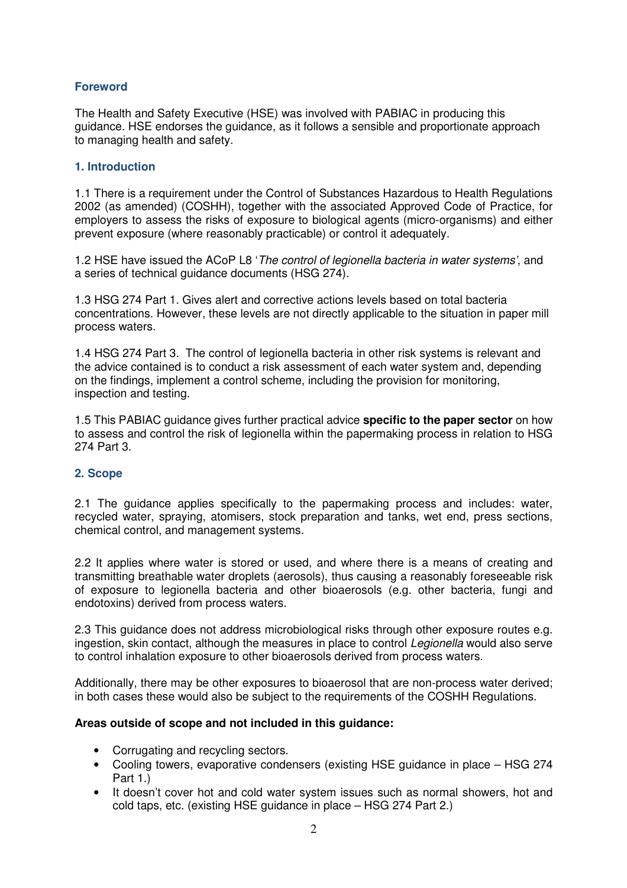## Foreword

The Health and Safety Executive (HSE) was involved with PABIAC in producing this guidance. HSE endorses the guidance, as it follows a sensible and proportionate approach to managing health and safety.

## 1. Introduction

1.1 There is a requirement under the Control of Substances Hazardous to Health Regulations 2002 (as amended) (COSHH), together with the associated Approved Code of Practice, for employers to assess the risks of exposure to biological agents (micro-organisms) and either prevent exposure (where reasonably practicable) or control it adequately.

1.2 HSE have issued the ACoP L8 '*The control of legionella bacteria in water systems*', and a series of technical guidance documents (HSG 274).

1.3 HSG 274 Part 1. Gives alert and corrective actions levels based on total bacteria concentrations. However, these levels are not directly applicable to the situation in paper mill process waters.

1.4 HSG 274 Part 3. The control of legionella bacteria in other risk systems is relevant and the advice contained is to conduct a risk assessment of each water system and, depending on the findings, implement a control scheme, including the provision for monitoring, inspection and testing.

1.5 This PABIAC guidance gives further practical advice **specific to the paper sector** on how to assess and control the risk of legionella within the papermaking process in relation to HSG 274 Part 3.

## 2. Scope

2.1 The guidance applies specifically to the papermaking process and includes: water, recycled water, spraying, atomisers, stock preparation and tanks, wet end, press sections, chemical control, and management systems.

2.2 It applies where water is stored or used, and where there is a means of creating and transmitting breathable water droplets (aerosols), thus causing a reasonably foreseeable risk of exposure to legionella bacteria and other bioaerosols (e.g. other bacteria, fungi and endotoxins) derived from process waters.

2.3 This guidance does not address microbiological risks through other exposure routes e.g. ingestion, skin contact, although the measures in place to control *Legionella* would also serve to control inhalation exposure to other bioaerosols derived from process waters.

Additionally, there may be other exposures to bioaerosol that are non-process water derived; in both cases these would also be subject to the requirements of the COSHH Regulations.

**Areas outside of scope and not included in this guidance:**

- Corrugating and recycling sectors.
- Cooling towers, evaporative condensers (existing HSE guidance in place – HSG 274 Part 1.)
- It doesn't cover hot and cold water system issues such as normal showers, hot and cold taps, etc. (existing HSE guidance in place – HSG 274 Part 2.)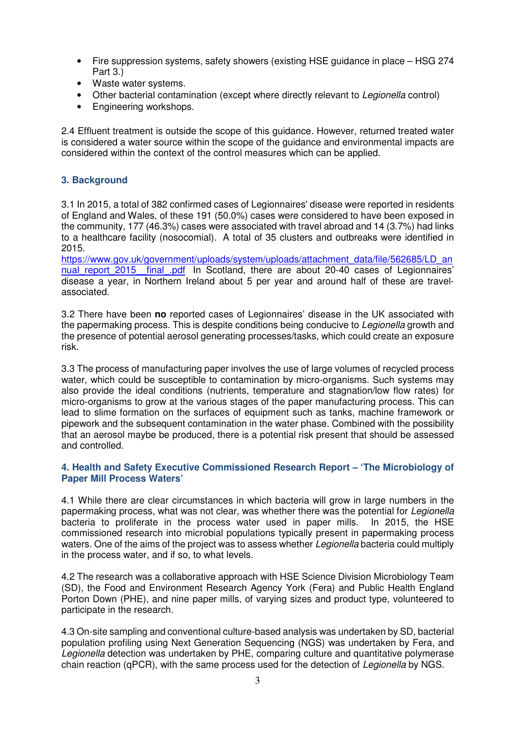- Fire suppression systems, safety showers (existing HSE guidance in place – HSG 274 Part 3.)
- Waste water systems.
- Other bacterial contamination (except where directly relevant to *Legionella* control)
- Engineering workshops.

2.4 Effluent treatment is outside the scope of this guidance. However, returned treated water is considered a water source within the scope of the guidance and environmental impacts are considered within the context of the control measures which can be applied.

### 3. Background

3.1 In 2015, a total of 382 confirmed cases of Legionnaires' disease were reported in residents of England and Wales, of these 191 (50.0%) cases were considered to have been exposed in the community, 177 (46.3%) cases were associated with travel abroad and 14 (3.7%) had links to a healthcare facility (nosocomial). A total of 35 clusters and outbreaks were identified in 2015.
[https://www.gov.uk/government/uploads/system/uploads/attachment_data/file/562685/LD_annual_report_2015__final_.pdf](https://www.gov.uk/government/uploads/system/uploads/attachment_data/file/562685/LD_annual_report_2015__final_.pdf) In Scotland, there are about 20-40 cases of Legionnaires' disease a year, in Northern Ireland about 5 per year and around half of these are travel-associated.

3.2 There have been **no** reported cases of Legionnaires' disease in the UK associated with the papermaking process. This is despite conditions being conducive to *Legionella* growth and the presence of potential aerosol generating processes/tasks, which could create an exposure risk.

3.3 The process of manufacturing paper involves the use of large volumes of recycled process water, which could be susceptible to contamination by micro-organisms. Such systems may also provide the ideal conditions (nutrients, temperature and stagnation/low flow rates) for micro-organisms to grow at the various stages of the paper manufacturing process. This can lead to slime formation on the surfaces of equipment such as tanks, machine framework or pipework and the subsequent contamination in the water phase. Combined with the possibility that an aerosol maybe be produced, there is a potential risk present that should be assessed and controlled.

### 4. Health and Safety Executive Commissioned Research Report – 'The Microbiology of Paper Mill Process Waters'

4.1 While there are clear circumstances in which bacteria will grow in large numbers in the papermaking process, what was not clear, was whether there was the potential for *Legionella* bacteria to proliferate in the process water used in paper mills. In 2015, the HSE commissioned research into microbial populations typically present in papermaking process waters. One of the aims of the project was to assess whether *Legionella* bacteria could multiply in the process water, and if so, to what levels.

4.2 The research was a collaborative approach with HSE Science Division Microbiology Team (SD), the Food and Environment Research Agency York (Fera) and Public Health England Porton Down (PHE), and nine paper mills, of varying sizes and product type, volunteered to participate in the research.

4.3 On-site sampling and conventional culture-based analysis was undertaken by SD, bacterial population profiling using Next Generation Sequencing (NGS) was undertaken by Fera, and *Legionella* detection was undertaken by PHE, comparing culture and quantitative polymerase chain reaction (qPCR), with the same process used for the detection of *Legionella* by NGS.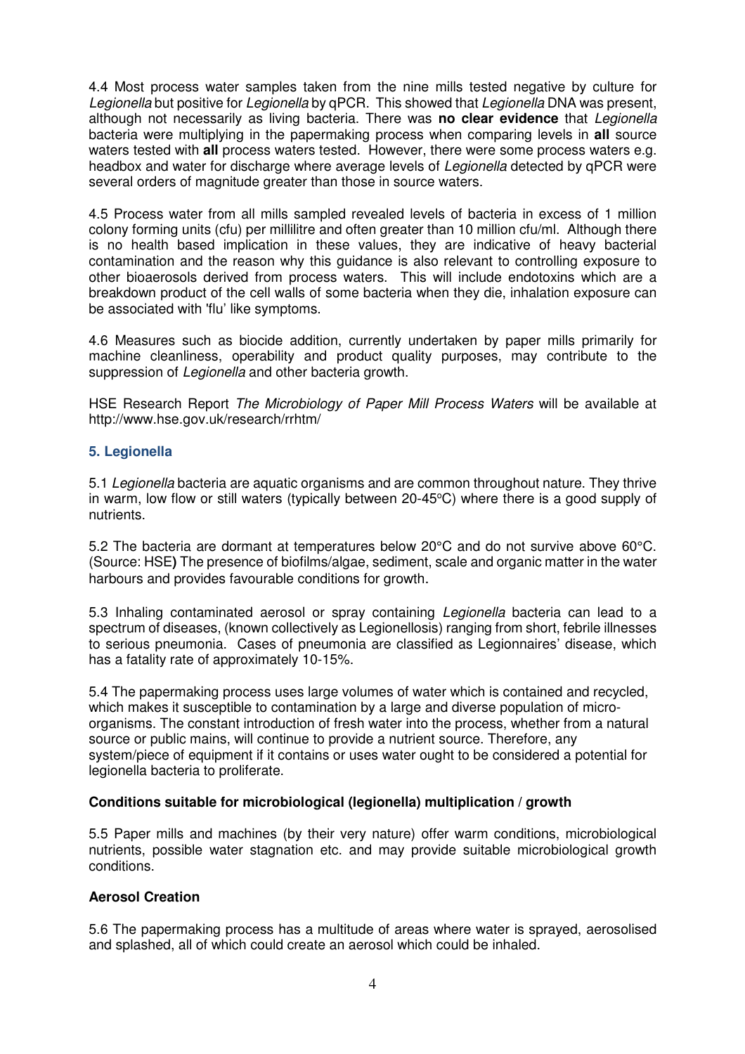4.4 Most process water samples taken from the nine mills tested negative by culture for *Legionella* but positive for *Legionella* by qPCR. This showed that *Legionella* DNA was present, although not necessarily as living bacteria. There was **no clear evidence** that *Legionella* bacteria were multiplying in the papermaking process when comparing levels in **all** source waters tested with **all** process waters tested. However, there were some process waters e.g. headbox and water for discharge where average levels of *Legionella* detected by qPCR were several orders of magnitude greater than those in source waters.

4.5 Process water from all mills sampled revealed levels of bacteria in excess of 1 million colony forming units (cfu) per millilitre and often greater than 10 million cfu/ml. Although there is no health based implication in these values, they are indicative of heavy bacterial contamination and the reason why this guidance is also relevant to controlling exposure to other bioaerosols derived from process waters. This will include endotoxins which are a breakdown product of the cell walls of some bacteria when they die, inhalation exposure can be associated with 'flu' like symptoms.

4.6 Measures such as biocide addition, currently undertaken by paper mills primarily for machine cleanliness, operability and product quality purposes, may contribute to the suppression of *Legionella* and other bacteria growth.

HSE Research Report *The Microbiology of Paper Mill Process Waters* will be available at http://www.hse.gov.uk/research/rrhtm/

## 5. Legionella

5.1 *Legionella* bacteria are aquatic organisms and are common throughout nature. They thrive in warm, low flow or still waters (typically between 20-45ºC) where there is a good supply of nutrients.

5.2 The bacteria are dormant at temperatures below 20°C and do not survive above 60°C. (Source: HSE**)** The presence of biofilms/algae, sediment, scale and organic matter in the water harbours and provides favourable conditions for growth.

5.3 Inhaling contaminated aerosol or spray containing *Legionella* bacteria can lead to a spectrum of diseases, (known collectively as Legionellosis) ranging from short, febrile illnesses to serious pneumonia. Cases of pneumonia are classified as Legionnaires' disease, which has a fatality rate of approximately 10-15%.

5.4 The papermaking process uses large volumes of water which is contained and recycled, which makes it susceptible to contamination by a large and diverse population of micro-organisms. The constant introduction of fresh water into the process, whether from a natural source or public mains, will continue to provide a nutrient source. Therefore, any system/piece of equipment if it contains or uses water ought to be considered a potential for legionella bacteria to proliferate.

**Conditions suitable for microbiological (legionella) multiplication / growth**

5.5 Paper mills and machines (by their very nature) offer warm conditions, microbiological nutrients, possible water stagnation etc. and may provide suitable microbiological growth conditions.

**Aerosol Creation**

5.6 The papermaking process has a multitude of areas where water is sprayed, aerosolised and splashed, all of which could create an aerosol which could be inhaled.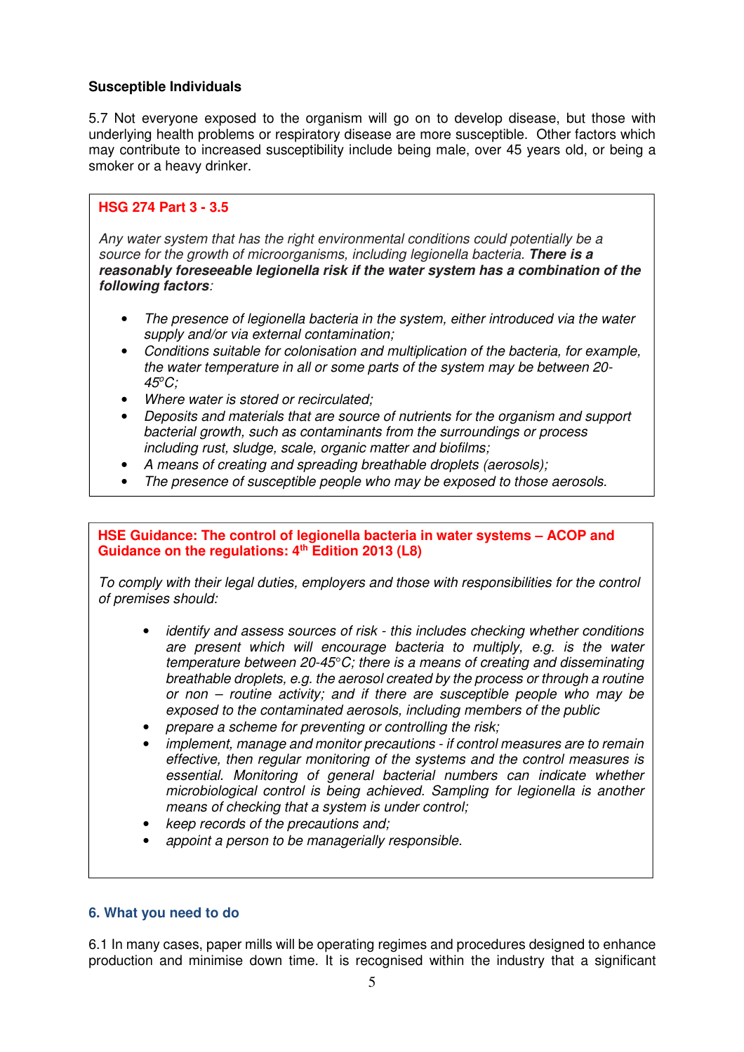**Susceptible Individuals**

5.7 Not everyone exposed to the organism will go on to develop disease, but those with underlying health problems or respiratory disease are more susceptible. Other factors which may contribute to increased susceptibility include being male, over 45 years old, or being a smoker or a heavy drinker.

> **HSG 274 Part 3 - 3.5**
>
> *Any water system that has the right environmental conditions could potentially be a source for the growth of microorganisms, including legionella bacteria.* ***There is a reasonably foreseeable legionella risk if the water system has a combination of the following factors****:*
>
> - *The presence of legionella bacteria in the system, either introduced via the water supply and/or via external contamination;*
> - *Conditions suitable for colonisation and multiplication of the bacteria, for example, the water temperature in all or some parts of the system may be between 20-45°C;*
> - *Where water is stored or recirculated;*
> - *Deposits and materials that are source of nutrients for the organism and support bacterial growth, such as contaminants from the surroundings or process including rust, sludge, scale, organic matter and biofilms;*
> - *A means of creating and spreading breathable droplets (aerosols);*
> - *The presence of susceptible people who may be exposed to those aerosols.*

> **HSE Guidance: The control of legionella bacteria in water systems – ACOP and Guidance on the regulations: 4th Edition 2013 (L8)**
>
> *To comply with their legal duties, employers and those with responsibilities for the control of premises should:*
>
> - *identify and assess sources of risk - this includes checking whether conditions are present which will encourage bacteria to multiply, e.g. is the water temperature between 20-45°C; there is a means of creating and disseminating breathable droplets, e.g. the aerosol created by the process or through a routine or non – routine activity; and if there are susceptible people who may be exposed to the contaminated aerosols, including members of the public*
> - *prepare a scheme for preventing or controlling the risk;*
> - *implement, manage and monitor precautions - if control measures are to remain effective, then regular monitoring of the systems and the control measures is essential. Monitoring of general bacterial numbers can indicate whether microbiological control is being achieved. Sampling for legionella is another means of checking that a system is under control;*
> - *keep records of the precautions and;*
> - *appoint a person to be managerially responsible.*

## 6. What you need to do

6.1 In many cases, paper mills will be operating regimes and procedures designed to enhance production and minimise down time. It is recognised within the industry that a significant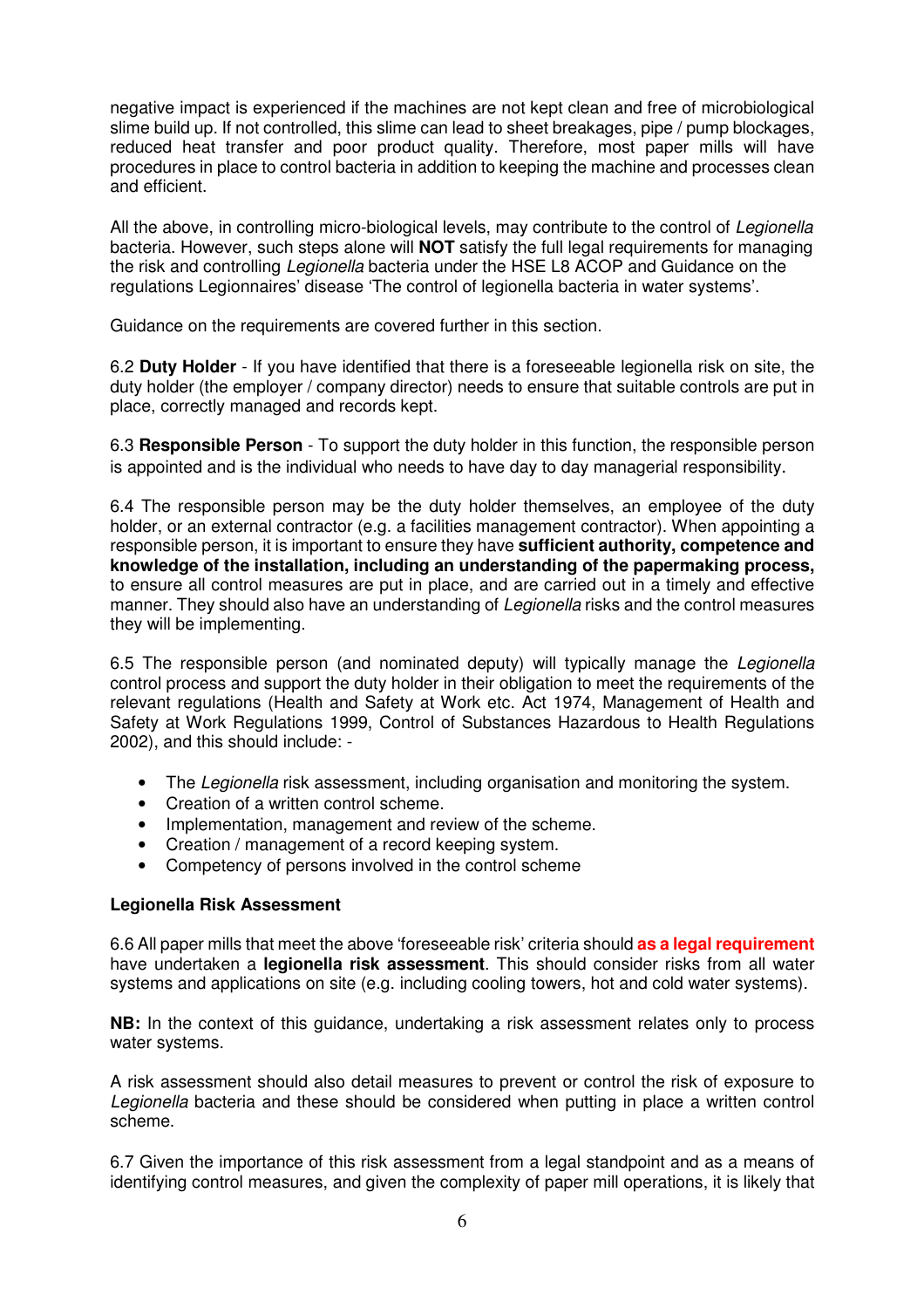negative impact is experienced if the machines are not kept clean and free of microbiological slime build up. If not controlled, this slime can lead to sheet breakages, pipe / pump blockages, reduced heat transfer and poor product quality. Therefore, most paper mills will have procedures in place to control bacteria in addition to keeping the machine and processes clean and efficient.

All the above, in controlling micro-biological levels, may contribute to the control of *Legionella* bacteria. However, such steps alone will **NOT** satisfy the full legal requirements for managing the risk and controlling *Legionella* bacteria under the HSE L8 ACOP and Guidance on the regulations Legionnaires' disease 'The control of legionella bacteria in water systems'.

Guidance on the requirements are covered further in this section.

6.2 **Duty Holder** - If you have identified that there is a foreseeable legionella risk on site, the duty holder (the employer / company director) needs to ensure that suitable controls are put in place, correctly managed and records kept.

6.3 **Responsible Person** - To support the duty holder in this function, the responsible person is appointed and is the individual who needs to have day to day managerial responsibility.

6.4 The responsible person may be the duty holder themselves, an employee of the duty holder, or an external contractor (e.g. a facilities management contractor). When appointing a responsible person, it is important to ensure they have **sufficient authority, competence and knowledge of the installation, including an understanding of the papermaking process,** to ensure all control measures are put in place, and are carried out in a timely and effective manner. They should also have an understanding of *Legionella* risks and the control measures they will be implementing.

6.5 The responsible person (and nominated deputy) will typically manage the *Legionella* control process and support the duty holder in their obligation to meet the requirements of the relevant regulations (Health and Safety at Work etc. Act 1974, Management of Health and Safety at Work Regulations 1999, Control of Substances Hazardous to Health Regulations 2002), and this should include: -

- The *Legionella* risk assessment, including organisation and monitoring the system.
- Creation of a written control scheme.
- Implementation, management and review of the scheme.
- Creation / management of a record keeping system.
- Competency of persons involved in the control scheme

**Legionella Risk Assessment**

6.6 All paper mills that meet the above 'foreseeable risk' criteria should **as a legal requirement** have undertaken a **legionella risk assessment**. This should consider risks from all water systems and applications on site (e.g. including cooling towers, hot and cold water systems).

**NB:** In the context of this guidance, undertaking a risk assessment relates only to process water systems.

A risk assessment should also detail measures to prevent or control the risk of exposure to *Legionella* bacteria and these should be considered when putting in place a written control scheme.

6.7 Given the importance of this risk assessment from a legal standpoint and as a means of identifying control measures, and given the complexity of paper mill operations, it is likely that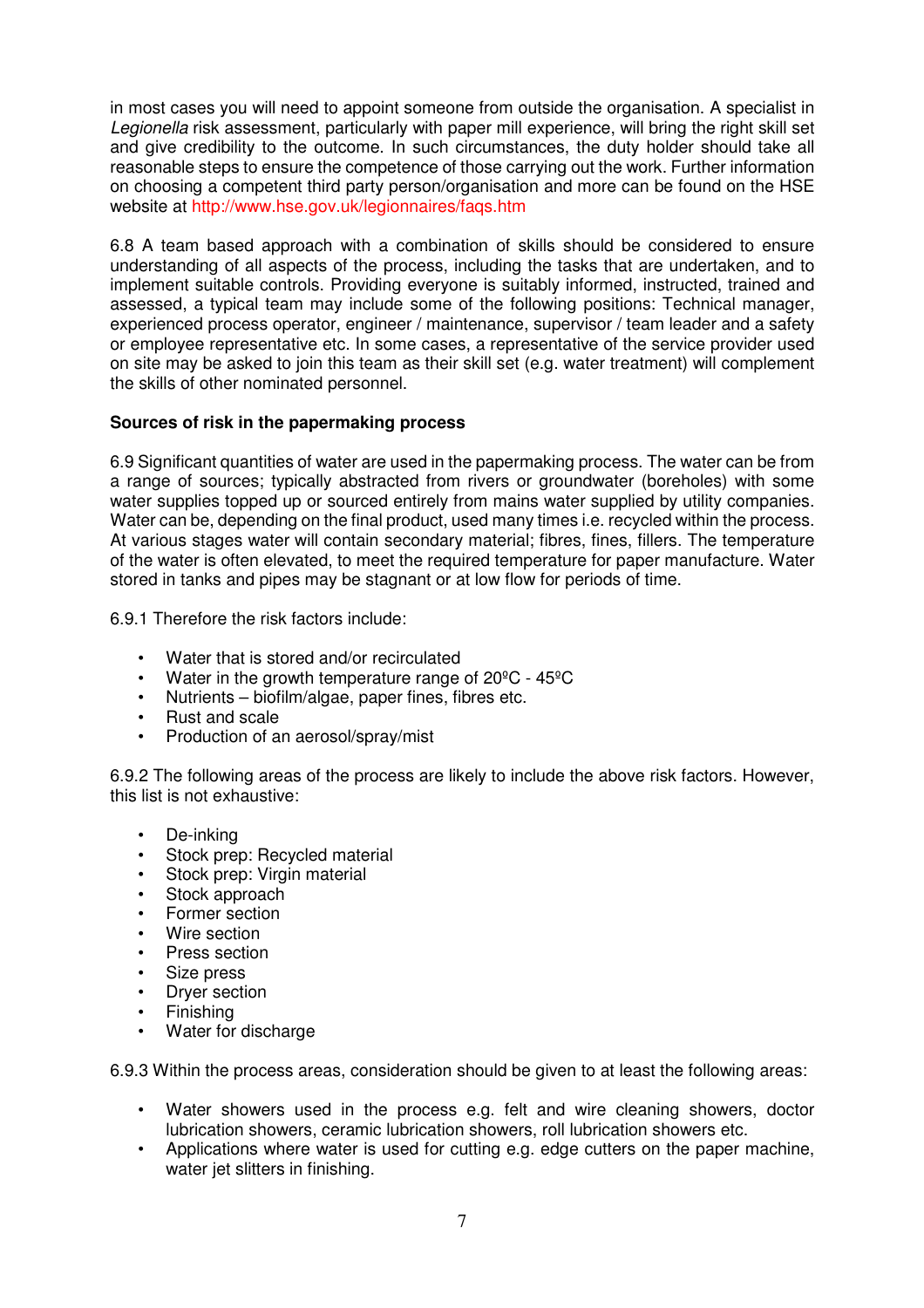in most cases you will need to appoint someone from outside the organisation. A specialist in *Legionella* risk assessment, particularly with paper mill experience, will bring the right skill set and give credibility to the outcome. In such circumstances, the duty holder should take all reasonable steps to ensure the competence of those carrying out the work. Further information on choosing a competent third party person/organisation and more can be found on the HSE website at http://www.hse.gov.uk/legionnaires/faqs.htm

6.8 A team based approach with a combination of skills should be considered to ensure understanding of all aspects of the process, including the tasks that are undertaken, and to implement suitable controls. Providing everyone is suitably informed, instructed, trained and assessed, a typical team may include some of the following positions: Technical manager, experienced process operator, engineer / maintenance, supervisor / team leader and a safety or employee representative etc. In some cases, a representative of the service provider used on site may be asked to join this team as their skill set (e.g. water treatment) will complement the skills of other nominated personnel.

**Sources of risk in the papermaking process**

6.9 Significant quantities of water are used in the papermaking process. The water can be from a range of sources; typically abstracted from rivers or groundwater (boreholes) with some water supplies topped up or sourced entirely from mains water supplied by utility companies. Water can be, depending on the final product, used many times i.e. recycled within the process. At various stages water will contain secondary material; fibres, fines, fillers. The temperature of the water is often elevated, to meet the required temperature for paper manufacture. Water stored in tanks and pipes may be stagnant or at low flow for periods of time.

6.9.1 Therefore the risk factors include:

- Water that is stored and/or recirculated
- Water in the growth temperature range of 20ºC - 45ºC
- Nutrients – biofilm/algae, paper fines, fibres etc.
- Rust and scale
- Production of an aerosol/spray/mist

6.9.2 The following areas of the process are likely to include the above risk factors. However, this list is not exhaustive:

- De-inking
- Stock prep: Recycled material
- Stock prep: Virgin material
- Stock approach
- Former section
- Wire section
- Press section
- Size press
- Dryer section
- Finishing
- Water for discharge

6.9.3 Within the process areas, consideration should be given to at least the following areas:

- Water showers used in the process e.g. felt and wire cleaning showers, doctor lubrication showers, ceramic lubrication showers, roll lubrication showers etc.
- Applications where water is used for cutting e.g. edge cutters on the paper machine, water jet slitters in finishing.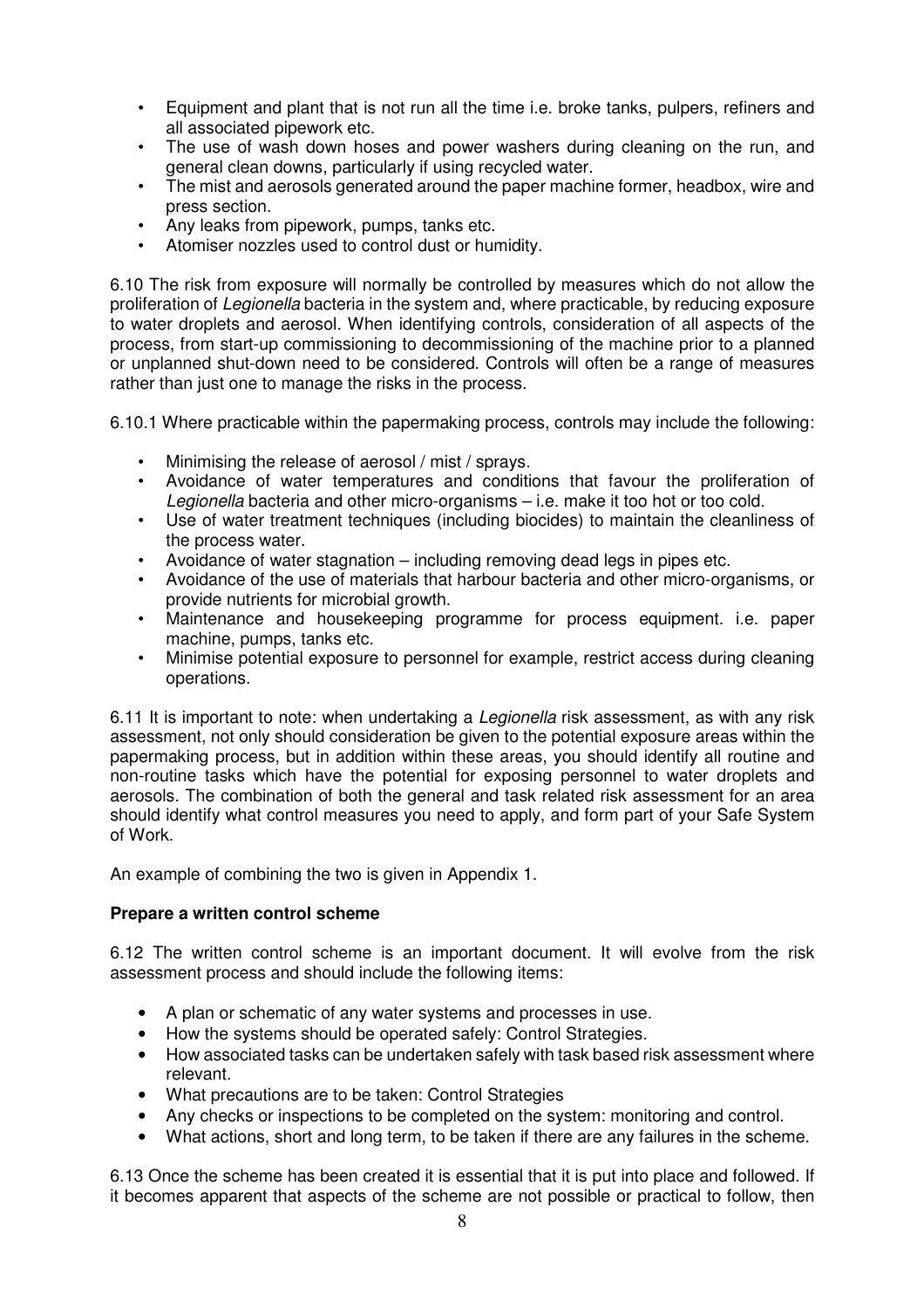- Equipment and plant that is not run all the time i.e. broke tanks, pulpers, refiners and all associated pipework etc.
- The use of wash down hoses and power washers during cleaning on the run, and general clean downs, particularly if using recycled water.
- The mist and aerosols generated around the paper machine former, headbox, wire and press section.
- Any leaks from pipework, pumps, tanks etc.
- Atomiser nozzles used to control dust or humidity.

6.10 The risk from exposure will normally be controlled by measures which do not allow the proliferation of *Legionella* bacteria in the system and, where practicable, by reducing exposure to water droplets and aerosol. When identifying controls, consideration of all aspects of the process, from start-up commissioning to decommissioning of the machine prior to a planned or unplanned shut-down need to be considered. Controls will often be a range of measures rather than just one to manage the risks in the process.

6.10.1 Where practicable within the papermaking process, controls may include the following:

- Minimising the release of aerosol / mist / sprays.
- Avoidance of water temperatures and conditions that favour the proliferation of *Legionella* bacteria and other micro-organisms – i.e. make it too hot or too cold.
- Use of water treatment techniques (including biocides) to maintain the cleanliness of the process water.
- Avoidance of water stagnation – including removing dead legs in pipes etc.
- Avoidance of the use of materials that harbour bacteria and other micro-organisms, or provide nutrients for microbial growth.
- Maintenance and housekeeping programme for process equipment. i.e. paper machine, pumps, tanks etc.
- Minimise potential exposure to personnel for example, restrict access during cleaning operations.

6.11 It is important to note: when undertaking a *Legionella* risk assessment, as with any risk assessment, not only should consideration be given to the potential exposure areas within the papermaking process, but in addition within these areas, you should identify all routine and non-routine tasks which have the potential for exposing personnel to water droplets and aerosols. The combination of both the general and task related risk assessment for an area should identify what control measures you need to apply, and form part of your Safe System of Work.

An example of combining the two is given in Appendix 1.

**Prepare a written control scheme**

6.12 The written control scheme is an important document. It will evolve from the risk assessment process and should include the following items:

- A plan or schematic of any water systems and processes in use.
- How the systems should be operated safely: Control Strategies.
- How associated tasks can be undertaken safely with task based risk assessment where relevant.
- What precautions are to be taken: Control Strategies
- Any checks or inspections to be completed on the system: monitoring and control.
- What actions, short and long term, to be taken if there are any failures in the scheme.

6.13 Once the scheme has been created it is essential that it is put into place and followed. If it becomes apparent that aspects of the scheme are not possible or practical to follow, then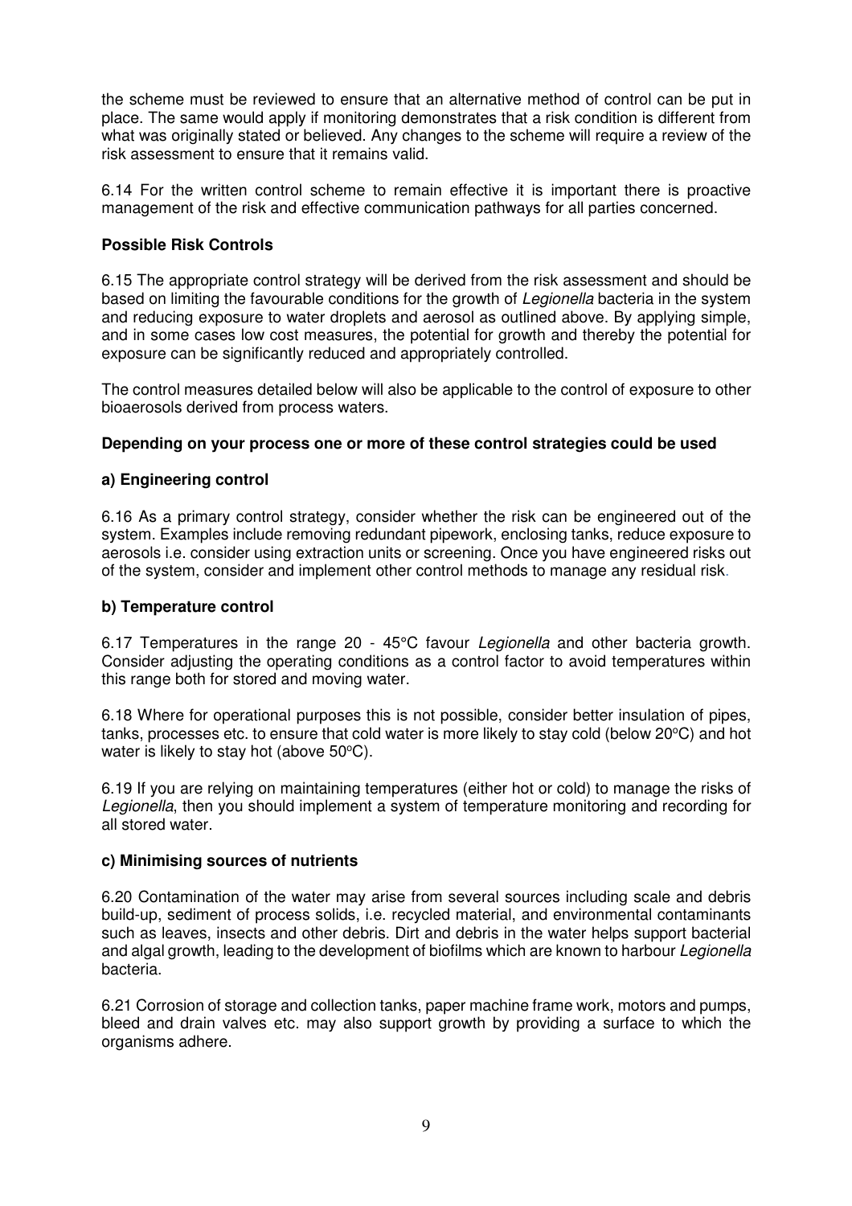the scheme must be reviewed to ensure that an alternative method of control can be put in place. The same would apply if monitoring demonstrates that a risk condition is different from what was originally stated or believed. Any changes to the scheme will require a review of the risk assessment to ensure that it remains valid.

6.14 For the written control scheme to remain effective it is important there is proactive management of the risk and effective communication pathways for all parties concerned.

**Possible Risk Controls**

6.15 The appropriate control strategy will be derived from the risk assessment and should be based on limiting the favourable conditions for the growth of *Legionella* bacteria in the system and reducing exposure to water droplets and aerosol as outlined above. By applying simple, and in some cases low cost measures, the potential for growth and thereby the potential for exposure can be significantly reduced and appropriately controlled.

The control measures detailed below will also be applicable to the control of exposure to other bioaerosols derived from process waters.

**Depending on your process one or more of these control strategies could be used**

**a) Engineering control**

6.16 As a primary control strategy, consider whether the risk can be engineered out of the system. Examples include removing redundant pipework, enclosing tanks, reduce exposure to aerosols i.e. consider using extraction units or screening. Once you have engineered risks out of the system, consider and implement other control methods to manage any residual risk.

**b) Temperature control**

6.17 Temperatures in the range 20 - 45°C favour *Legionella* and other bacteria growth. Consider adjusting the operating conditions as a control factor to avoid temperatures within this range both for stored and moving water.

6.18 Where for operational purposes this is not possible, consider better insulation of pipes, tanks, processes etc. to ensure that cold water is more likely to stay cold (below 20°C) and hot water is likely to stay hot (above 50°C).

6.19 If you are relying on maintaining temperatures (either hot or cold) to manage the risks of *Legionella*, then you should implement a system of temperature monitoring and recording for all stored water.

**c) Minimising sources of nutrients**

6.20 Contamination of the water may arise from several sources including scale and debris build-up, sediment of process solids, i.e. recycled material, and environmental contaminants such as leaves, insects and other debris. Dirt and debris in the water helps support bacterial and algal growth, leading to the development of biofilms which are known to harbour *Legionella* bacteria.

6.21 Corrosion of storage and collection tanks, paper machine frame work, motors and pumps, bleed and drain valves etc. may also support growth by providing a surface to which the organisms adhere.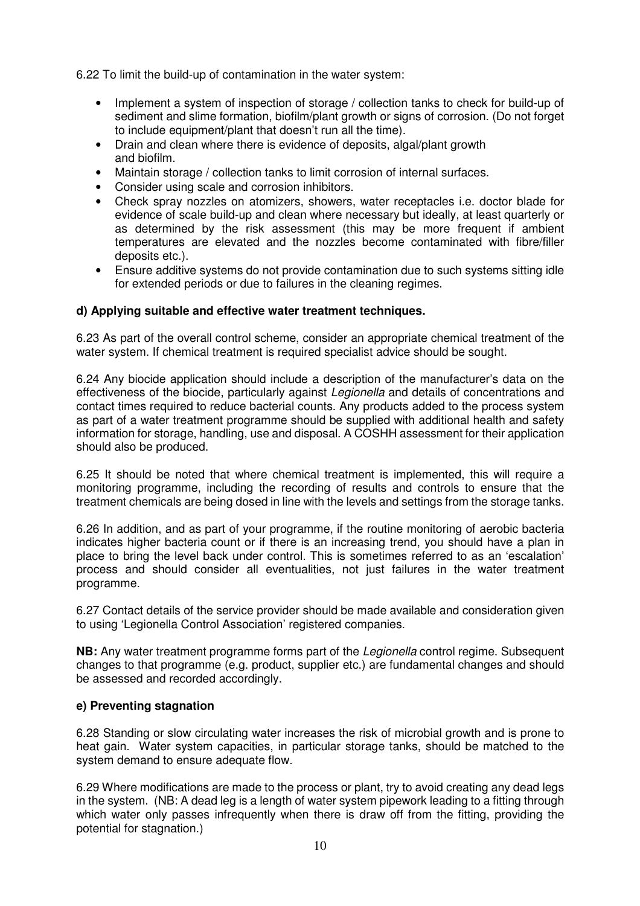6.22 To limit the build-up of contamination in the water system:

- Implement a system of inspection of storage / collection tanks to check for build-up of sediment and slime formation, biofilm/plant growth or signs of corrosion. (Do not forget to include equipment/plant that doesn't run all the time).
- Drain and clean where there is evidence of deposits, algal/plant growth and biofilm.
- Maintain storage / collection tanks to limit corrosion of internal surfaces.
- Consider using scale and corrosion inhibitors.
- Check spray nozzles on atomizers, showers, water receptacles i.e. doctor blade for evidence of scale build-up and clean where necessary but ideally, at least quarterly or as determined by the risk assessment (this may be more frequent if ambient temperatures are elevated and the nozzles become contaminated with fibre/filler deposits etc.).
- Ensure additive systems do not provide contamination due to such systems sitting idle for extended periods or due to failures in the cleaning regimes.

**d) Applying suitable and effective water treatment techniques.**

6.23 As part of the overall control scheme, consider an appropriate chemical treatment of the water system. If chemical treatment is required specialist advice should be sought.

6.24 Any biocide application should include a description of the manufacturer's data on the effectiveness of the biocide, particularly against *Legionella* and details of concentrations and contact times required to reduce bacterial counts. Any products added to the process system as part of a water treatment programme should be supplied with additional health and safety information for storage, handling, use and disposal. A COSHH assessment for their application should also be produced.

6.25 It should be noted that where chemical treatment is implemented, this will require a monitoring programme, including the recording of results and controls to ensure that the treatment chemicals are being dosed in line with the levels and settings from the storage tanks.

6.26 In addition, and as part of your programme, if the routine monitoring of aerobic bacteria indicates higher bacteria count or if there is an increasing trend, you should have a plan in place to bring the level back under control. This is sometimes referred to as an 'escalation' process and should consider all eventualities, not just failures in the water treatment programme.

6.27 Contact details of the service provider should be made available and consideration given to using 'Legionella Control Association' registered companies.

**NB:** Any water treatment programme forms part of the *Legionella* control regime. Subsequent changes to that programme (e.g. product, supplier etc.) are fundamental changes and should be assessed and recorded accordingly.

**e) Preventing stagnation**

6.28 Standing or slow circulating water increases the risk of microbial growth and is prone to heat gain. Water system capacities, in particular storage tanks, should be matched to the system demand to ensure adequate flow.

6.29 Where modifications are made to the process or plant, try to avoid creating any dead legs in the system. (NB: A dead leg is a length of water system pipework leading to a fitting through which water only passes infrequently when there is draw off from the fitting, providing the potential for stagnation.)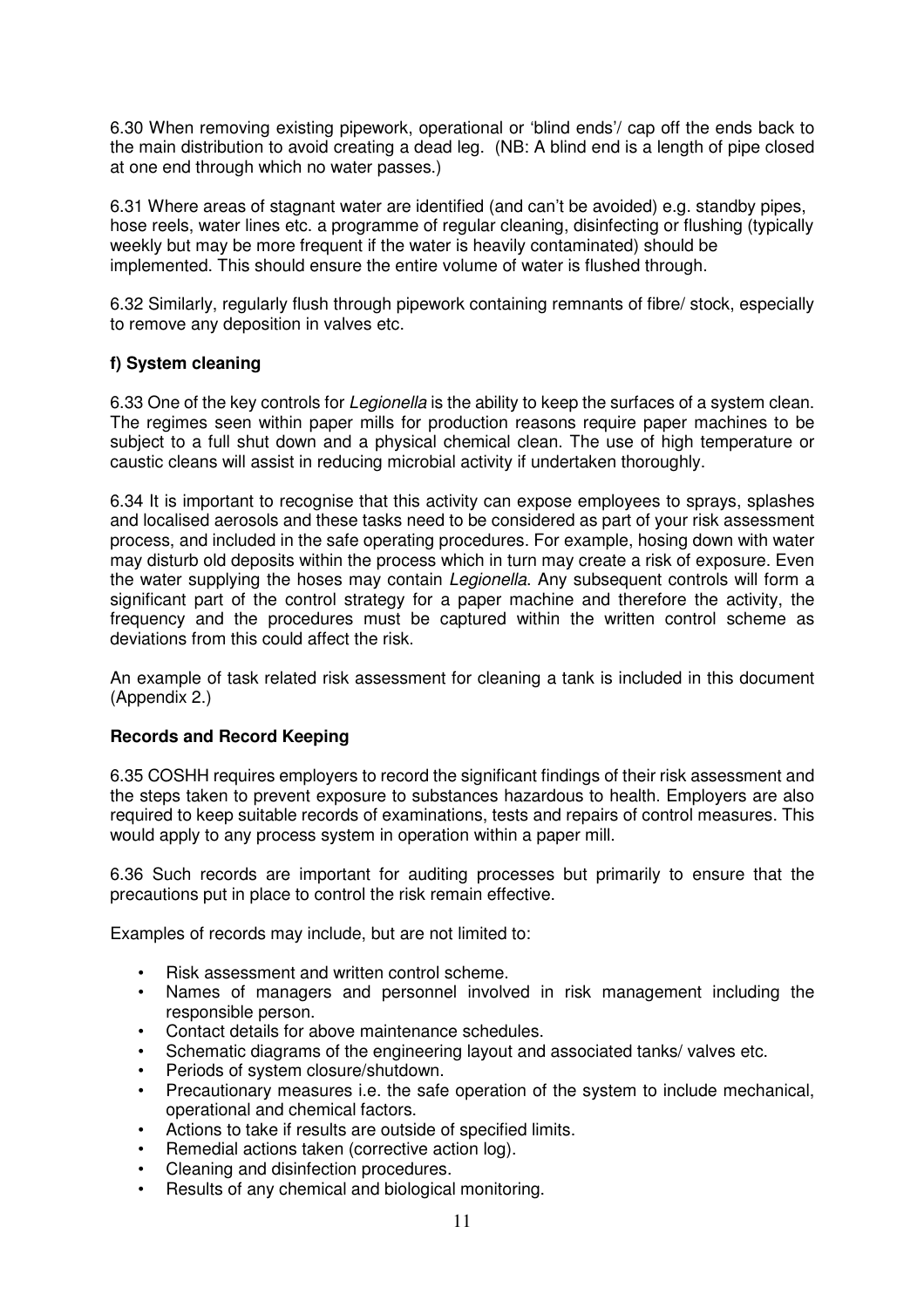6.30 When removing existing pipework, operational or 'blind ends'/ cap off the ends back to the main distribution to avoid creating a dead leg. (NB: A blind end is a length of pipe closed at one end through which no water passes.)

6.31 Where areas of stagnant water are identified (and can't be avoided) e.g. standby pipes, hose reels, water lines etc. a programme of regular cleaning, disinfecting or flushing (typically weekly but may be more frequent if the water is heavily contaminated) should be implemented. This should ensure the entire volume of water is flushed through.

6.32 Similarly, regularly flush through pipework containing remnants of fibre/ stock, especially to remove any deposition in valves etc.

**f) System cleaning**

6.33 One of the key controls for *Legionella* is the ability to keep the surfaces of a system clean. The regimes seen within paper mills for production reasons require paper machines to be subject to a full shut down and a physical chemical clean. The use of high temperature or caustic cleans will assist in reducing microbial activity if undertaken thoroughly.

6.34 It is important to recognise that this activity can expose employees to sprays, splashes and localised aerosols and these tasks need to be considered as part of your risk assessment process, and included in the safe operating procedures. For example, hosing down with water may disturb old deposits within the process which in turn may create a risk of exposure. Even the water supplying the hoses may contain *Legionella*. Any subsequent controls will form a significant part of the control strategy for a paper machine and therefore the activity, the frequency and the procedures must be captured within the written control scheme as deviations from this could affect the risk.

An example of task related risk assessment for cleaning a tank is included in this document (Appendix 2.)

**Records and Record Keeping**

6.35 COSHH requires employers to record the significant findings of their risk assessment and the steps taken to prevent exposure to substances hazardous to health. Employers are also required to keep suitable records of examinations, tests and repairs of control measures. This would apply to any process system in operation within a paper mill.

6.36 Such records are important for auditing processes but primarily to ensure that the precautions put in place to control the risk remain effective.

Examples of records may include, but are not limited to:

- Risk assessment and written control scheme.
- Names of managers and personnel involved in risk management including the responsible person.
- Contact details for above maintenance schedules.
- Schematic diagrams of the engineering layout and associated tanks/ valves etc.
- Periods of system closure/shutdown.
- Precautionary measures i.e. the safe operation of the system to include mechanical, operational and chemical factors.
- Actions to take if results are outside of specified limits.
- Remedial actions taken (corrective action log).
- Cleaning and disinfection procedures.
- Results of any chemical and biological monitoring.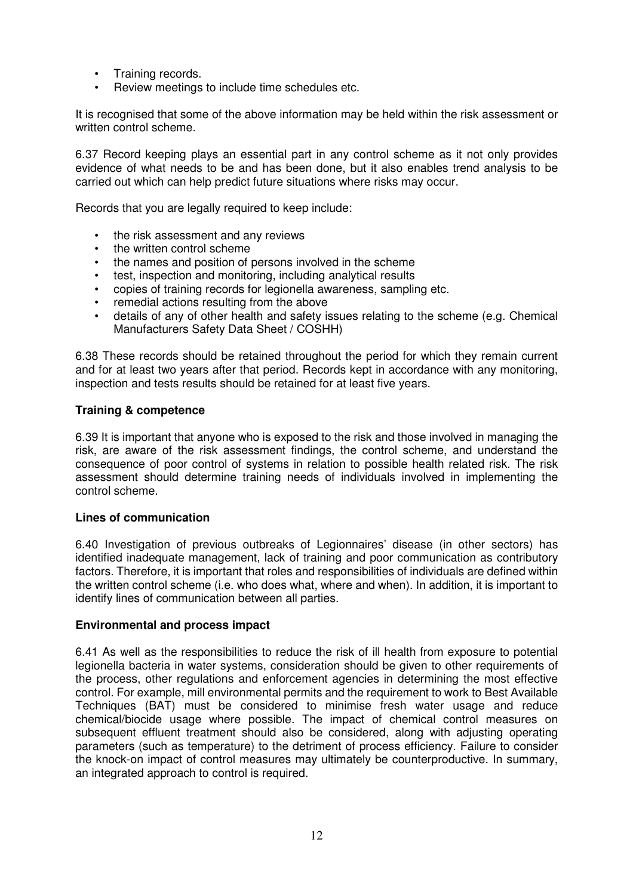- Training records.
- Review meetings to include time schedules etc.

It is recognised that some of the above information may be held within the risk assessment or written control scheme.

6.37 Record keeping plays an essential part in any control scheme as it not only provides evidence of what needs to be and has been done, but it also enables trend analysis to be carried out which can help predict future situations where risks may occur.

Records that you are legally required to keep include:

- the risk assessment and any reviews
- the written control scheme
- the names and position of persons involved in the scheme
- test, inspection and monitoring, including analytical results
- copies of training records for legionella awareness, sampling etc.
- remedial actions resulting from the above
- details of any of other health and safety issues relating to the scheme (e.g. Chemical Manufacturers Safety Data Sheet / COSHH)

6.38 These records should be retained throughout the period for which they remain current and for at least two years after that period. Records kept in accordance with any monitoring, inspection and tests results should be retained for at least five years.

**Training & competence**

6.39 It is important that anyone who is exposed to the risk and those involved in managing the risk, are aware of the risk assessment findings, the control scheme, and understand the consequence of poor control of systems in relation to possible health related risk. The risk assessment should determine training needs of individuals involved in implementing the control scheme.

**Lines of communication**

6.40 Investigation of previous outbreaks of Legionnaires' disease (in other sectors) has identified inadequate management, lack of training and poor communication as contributory factors. Therefore, it is important that roles and responsibilities of individuals are defined within the written control scheme (i.e. who does what, where and when). In addition, it is important to identify lines of communication between all parties.

**Environmental and process impact**

6.41 As well as the responsibilities to reduce the risk of ill health from exposure to potential legionella bacteria in water systems, consideration should be given to other requirements of the process, other regulations and enforcement agencies in determining the most effective control. For example, mill environmental permits and the requirement to work to Best Available Techniques (BAT) must be considered to minimise fresh water usage and reduce chemical/biocide usage where possible. The impact of chemical control measures on subsequent effluent treatment should also be considered, along with adjusting operating parameters (such as temperature) to the detriment of process efficiency. Failure to consider the knock-on impact of control measures may ultimately be counterproductive. In summary, an integrated approach to control is required.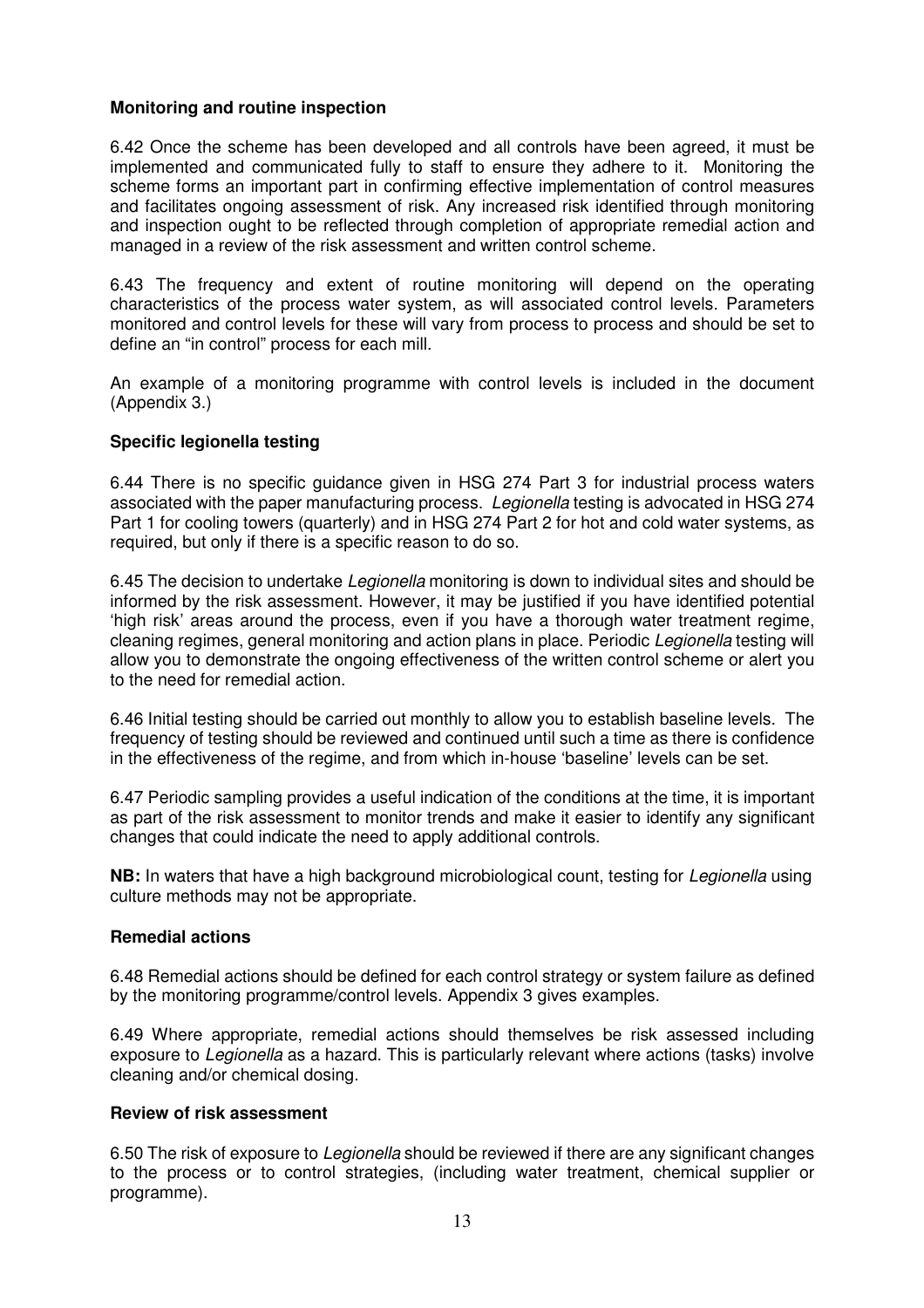**Monitoring and routine inspection**

6.42 Once the scheme has been developed and all controls have been agreed, it must be implemented and communicated fully to staff to ensure they adhere to it. Monitoring the scheme forms an important part in confirming effective implementation of control measures and facilitates ongoing assessment of risk. Any increased risk identified through monitoring and inspection ought to be reflected through completion of appropriate remedial action and managed in a review of the risk assessment and written control scheme.

6.43 The frequency and extent of routine monitoring will depend on the operating characteristics of the process water system, as will associated control levels. Parameters monitored and control levels for these will vary from process to process and should be set to define an "in control" process for each mill.

An example of a monitoring programme with control levels is included in the document (Appendix 3.)

**Specific legionella testing**

6.44 There is no specific guidance given in HSG 274 Part 3 for industrial process waters associated with the paper manufacturing process. *Legionella* testing is advocated in HSG 274 Part 1 for cooling towers (quarterly) and in HSG 274 Part 2 for hot and cold water systems, as required, but only if there is a specific reason to do so.

6.45 The decision to undertake *Legionella* monitoring is down to individual sites and should be informed by the risk assessment. However, it may be justified if you have identified potential 'high risk' areas around the process, even if you have a thorough water treatment regime, cleaning regimes, general monitoring and action plans in place. Periodic *Legionella* testing will allow you to demonstrate the ongoing effectiveness of the written control scheme or alert you to the need for remedial action.

6.46 Initial testing should be carried out monthly to allow you to establish baseline levels. The frequency of testing should be reviewed and continued until such a time as there is confidence in the effectiveness of the regime, and from which in-house 'baseline' levels can be set.

6.47 Periodic sampling provides a useful indication of the conditions at the time, it is important as part of the risk assessment to monitor trends and make it easier to identify any significant changes that could indicate the need to apply additional controls.

**NB:** In waters that have a high background microbiological count, testing for *Legionella* using culture methods may not be appropriate.

**Remedial actions**

6.48 Remedial actions should be defined for each control strategy or system failure as defined by the monitoring programme/control levels. Appendix 3 gives examples.

6.49 Where appropriate, remedial actions should themselves be risk assessed including exposure to *Legionella* as a hazard. This is particularly relevant where actions (tasks) involve cleaning and/or chemical dosing.

**Review of risk assessment**

6.50 The risk of exposure to *Legionella* should be reviewed if there are any significant changes to the process or to control strategies, (including water treatment, chemical supplier or programme).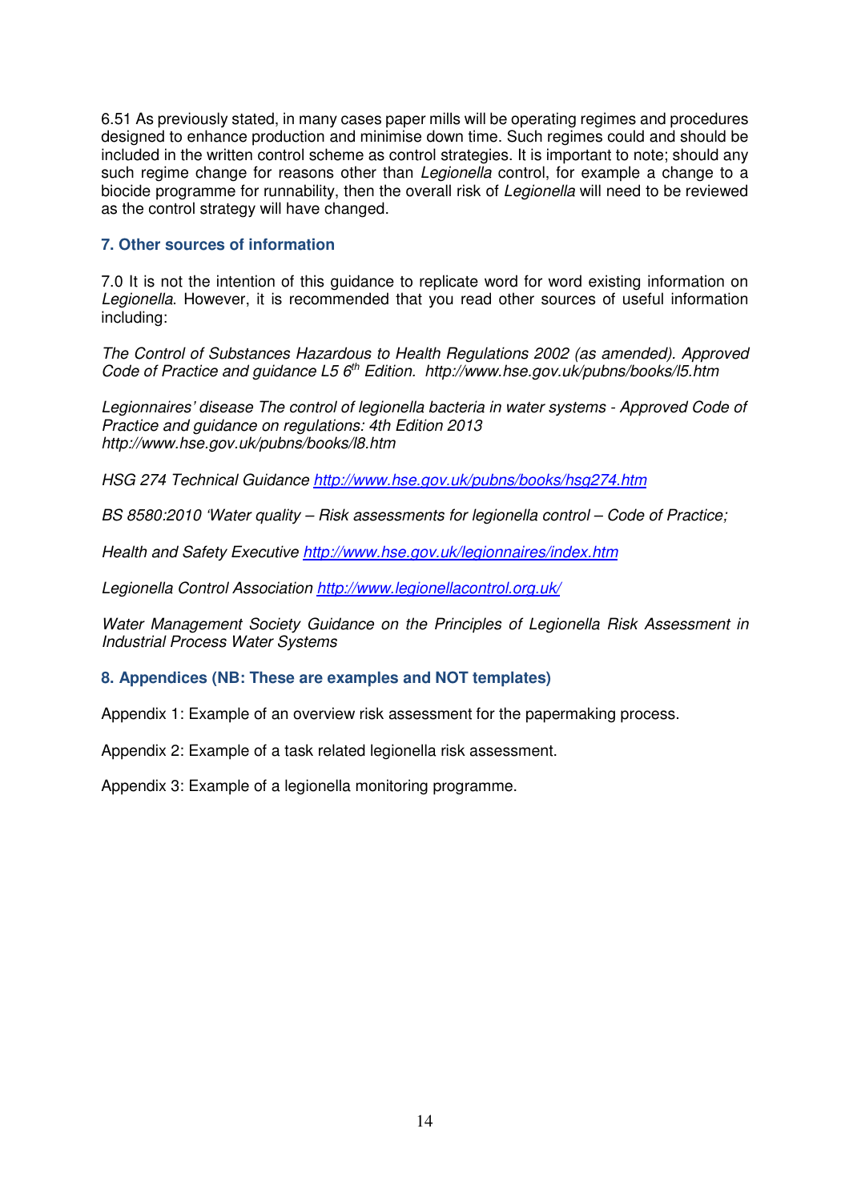6.51 As previously stated, in many cases paper mills will be operating regimes and procedures designed to enhance production and minimise down time. Such regimes could and should be included in the written control scheme as control strategies. It is important to note; should any such regime change for reasons other than *Legionella* control, for example a change to a biocide programme for runnability, then the overall risk of *Legionella* will need to be reviewed as the control strategy will have changed.

## 7. Other sources of information

7.0 It is not the intention of this guidance to replicate word for word existing information on *Legionella*. However, it is recommended that you read other sources of useful information including:

*The Control of Substances Hazardous to Health Regulations 2002 (as amended). Approved Code of Practice and guidance L5 6th Edition. http://www.hse.gov.uk/pubns/books/l5.htm*

*Legionnaires' disease The control of legionella bacteria in water systems - Approved Code of Practice and guidance on regulations: 4th Edition 2013 http://www.hse.gov.uk/pubns/books/l8.htm*

*HSG 274 Technical Guidance http://www.hse.gov.uk/pubns/books/hsg274.htm*

*BS 8580:2010 'Water quality – Risk assessments for legionella control – Code of Practice;*

*Health and Safety Executive http://www.hse.gov.uk/legionnaires/index.htm*

*Legionella Control Association http://www.legionellacontrol.org.uk/*

*Water Management Society Guidance on the Principles of Legionella Risk Assessment in Industrial Process Water Systems*

## 8. Appendices (NB: These are examples and NOT templates)

Appendix 1: Example of an overview risk assessment for the papermaking process.

Appendix 2: Example of a task related legionella risk assessment.

Appendix 3: Example of a legionella monitoring programme.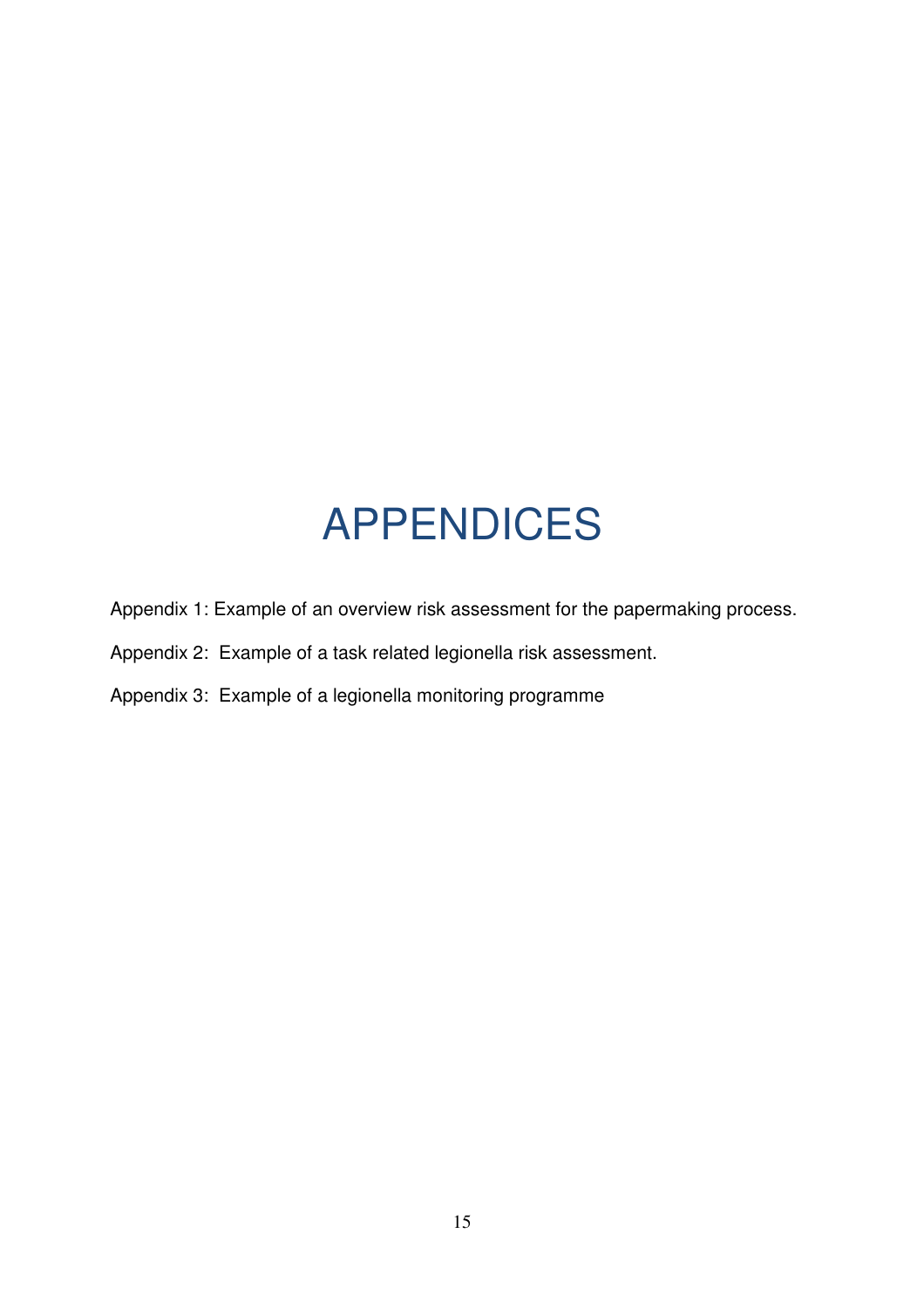# APPENDICES

Appendix 1: Example of an overview risk assessment for the papermaking process.

Appendix 2: Example of a task related legionella risk assessment.

Appendix 3: Example of a legionella monitoring programme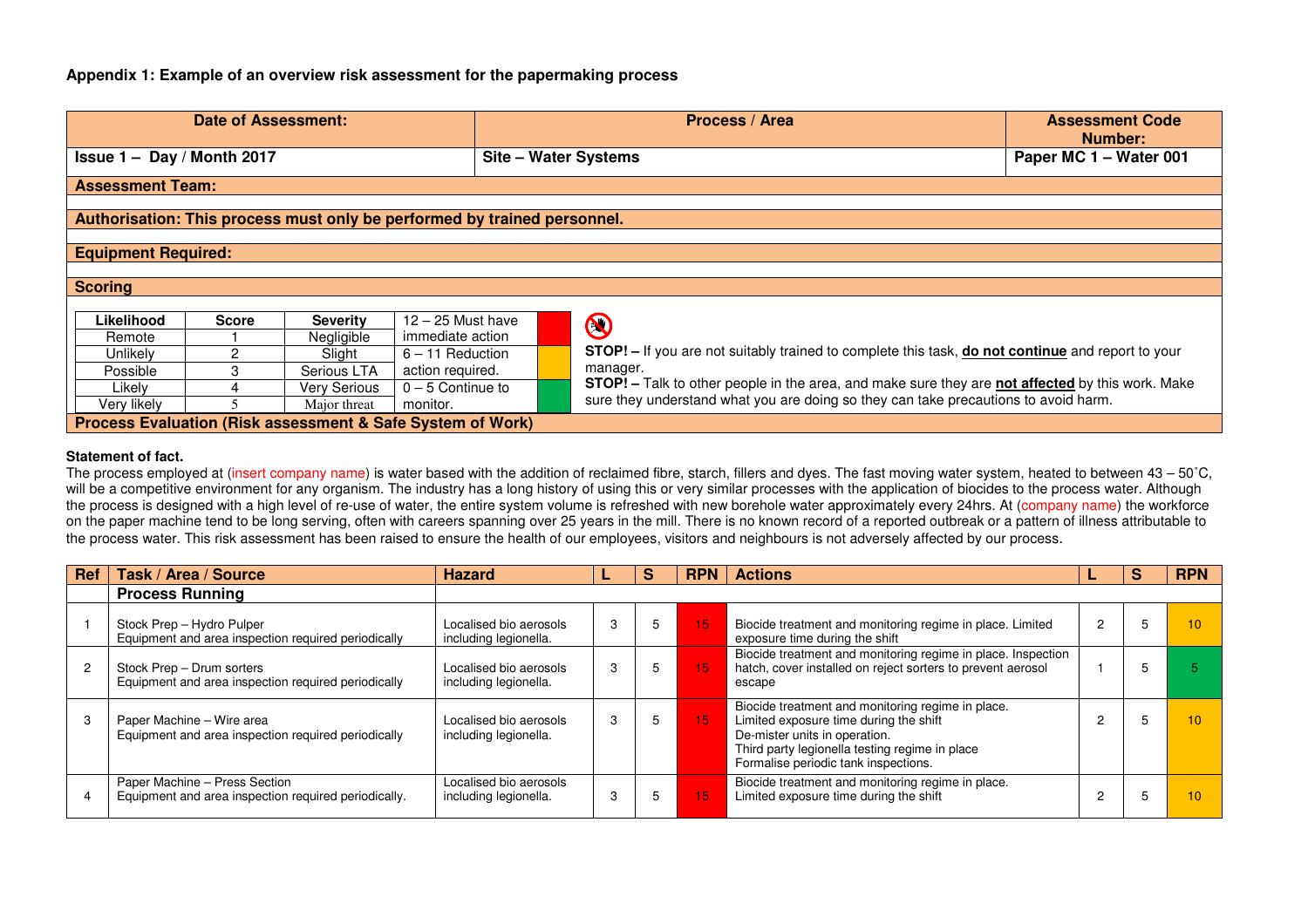### Appendix 1: Example of an overview risk assessment for the papermaking process

| Date of Assessment: | Process / Area | Assessment Code Number: |
|---|---|---|
| Issue 1 – Day / Month 2017 | Site – Water Systems | Paper MC 1 – Water 001 |

**Assessment Team:**

**Authorisation: This process must only be performed by trained personnel.**

**Equipment Required:**

**Scoring**

| Likelihood | Score | Severity | |
|---|---|---|---|
| Remote | 1 | Negligible | 12 – 25 Must have immediate action |
| Unlikely | 2 | Slight | 6 – 11 Reduction action required. |
| Possible | 3 | Serious LTA | 0 – 5 Continue to monitor. |
| Likely | 4 | Very Serious | |
| Very likely | 5 | Major threat | |

**STOP! –** If you are not suitably trained to complete this task, **do not continue** and report to your manager.

**STOP! –** Talk to other people in the area, and make sure they are **not affected** by this work. Make sure they understand what you are doing so they can take precautions to avoid harm.

**Process Evaluation (Risk assessment & Safe System of Work)**

**Statement of fact.**

The process employed at (insert company name) is water based with the addition of reclaimed fibre, starch, fillers and dyes. The fast moving water system, heated to between 43 – 50˚C, will be a competitive environment for any organism. The industry has a long history of using this or very similar processes with the application of biocides to the process water. Although the process is designed with a high level of re-use of water, the entire system volume is refreshed with new borehole water approximately every 24hrs. At (company name) the workforce on the paper machine tend to be long serving, often with careers spanning over 25 years in the mill. There is no known record of a reported outbreak or a pattern of illness attributable to the process water. This risk assessment has been raised to ensure the health of our employees, visitors and neighbours is not adversely affected by our process.

| Ref | Task / Area / Source | Hazard | L | S | RPN | Actions | L | S | RPN |
|---|---|---|---|---|---|---|---|---|---|
| | **Process Running** | | | | | | | | |
| 1 | Stock Prep – Hydro Pulper<br>Equipment and area inspection required periodically | Localised bio aerosols including legionella. | 3 | 5 | 15 | Biocide treatment and monitoring regime in place. Limited exposure time during the shift | 2 | 5 | 10 |
| 2 | Stock Prep – Drum sorters<br>Equipment and area inspection required periodically | Localised bio aerosols including legionella. | 3 | 5 | 15 | Biocide treatment and monitoring regime in place. Inspection hatch, cover installed on reject sorters to prevent aerosol escape | 1 | 5 | 5 |
| 3 | Paper Machine – Wire area<br>Equipment and area inspection required periodically | Localised bio aerosols including legionella. | 3 | 5 | 15 | Biocide treatment and monitoring regime in place.<br>Limited exposure time during the shift<br>De-mister units in operation.<br>Third party legionella testing regime in place<br>Formalise periodic tank inspections. | 2 | 5 | 10 |
| 4 | Paper Machine – Press Section<br>Equipment and area inspection required periodically. | Localised bio aerosols including legionella. | 3 | 5 | 15 | Biocide treatment and monitoring regime in place.<br>Limited exposure time during the shift | 2 | 5 | 10 |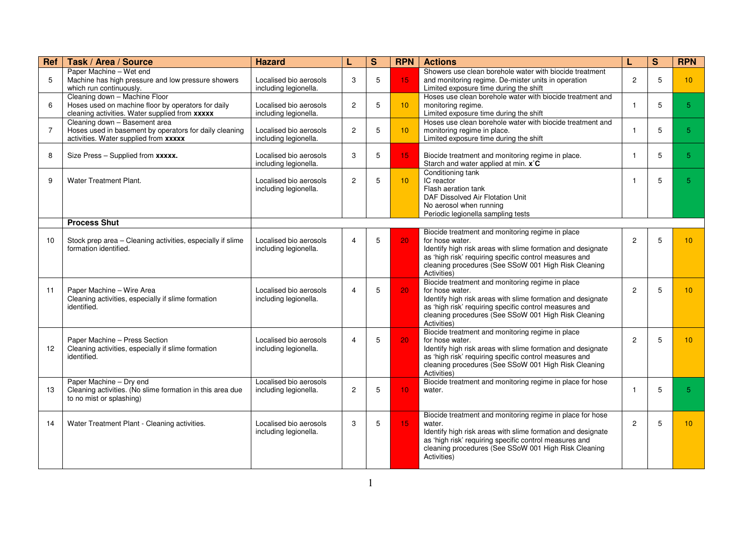| Ref | Task / Area / Source | Hazard | L | S | RPN | Actions | L | S | RPN |
|---|---|---|---|---|---|---|---|---|---|
| 5 | Paper Machine – Wet end<br>Machine has high pressure and low pressure showers which run continuously. | Localised bio aerosols including legionella. | 3 | 5 | 15 | Showers use clean borehole water with biocide treatment and monitoring regime. De-mister units in operation<br>Limited exposure time during the shift | 2 | 5 | 10 |
| 6 | Cleaning down – Machine Floor<br>Hoses used on machine floor by operators for daily cleaning activities. Water supplied from **xxxxx** | Localised bio aerosols including legionella. | 2 | 5 | 10 | Hoses use clean borehole water with biocide treatment and monitoring regime.<br>Limited exposure time during the shift | 1 | 5 | 5 |
| 7 | Cleaning down – Basement area<br>Hoses used in basement by operators for daily cleaning activities. Water supplied from **xxxxx** | Localised bio aerosols including legionella. | 2 | 5 | 10 | Hoses use clean borehole water with biocide treatment and monitoring regime in place.<br>Limited exposure time during the shift | 1 | 5 | 5 |
| 8 | Size Press – Supplied from **xxxxx.** | Localised bio aerosols including legionella. | 3 | 5 | 15 | Biocide treatment and monitoring regime in place.<br>Starch and water applied at min. **x˚C** | 1 | 5 | 5 |
| 9 | Water Treatment Plant. | Localised bio aerosols including legionella. | 2 | 5 | 10 | Conditioning tank<br>IC reactor<br>Flash aeration tank<br>DAF Dissolved Air Flotation Unit<br>No aerosol when running<br>Periodic legionella sampling tests | 1 | 5 | 5 |
| | **Process Shut** | | | | | | | | |
| 10 | Stock prep area – Cleaning activities, especially if slime formation identified. | Localised bio aerosols including legionella. | 4 | 5 | 20 | Biocide treatment and monitoring regime in place for hose water.<br>Identify high risk areas with slime formation and designate as 'high risk' requiring specific control measures and cleaning procedures (See SSoW 001 High Risk Cleaning Activities) | 2 | 5 | 10 |
| 11 | Paper Machine – Wire Area<br>Cleaning activities, especially if slime formation identified. | Localised bio aerosols including legionella. | 4 | 5 | 20 | Biocide treatment and monitoring regime in place for hose water.<br>Identify high risk areas with slime formation and designate as 'high risk' requiring specific control measures and cleaning procedures (See SSoW 001 High Risk Cleaning Activities) | 2 | 5 | 10 |
| 12 | Paper Machine – Press Section<br>Cleaning activities, especially if slime formation identified. | Localised bio aerosols including legionella. | 4 | 5 | 20 | Biocide treatment and monitoring regime in place for hose water.<br>Identify high risk areas with slime formation and designate as 'high risk' requiring specific control measures and cleaning procedures (See SSoW 001 High Risk Cleaning Activities) | 2 | 5 | 10 |
| 13 | Paper Machine – Dry end<br>Cleaning activities. (No slime formation in this area due to no mist or splashing) | Localised bio aerosols including legionella. | 2 | 5 | 10 | Biocide treatment and monitoring regime in place for hose water. | 1 | 5 | 5 |
| 14 | Water Treatment Plant - Cleaning activities. | Localised bio aerosols including legionella. | 3 | 5 | 15 | Biocide treatment and monitoring regime in place for hose water.<br>Identify high risk areas with slime formation and designate as 'high risk' requiring specific control measures and cleaning procedures (See SSoW 001 High Risk Cleaning Activities) | 2 | 5 | 10 |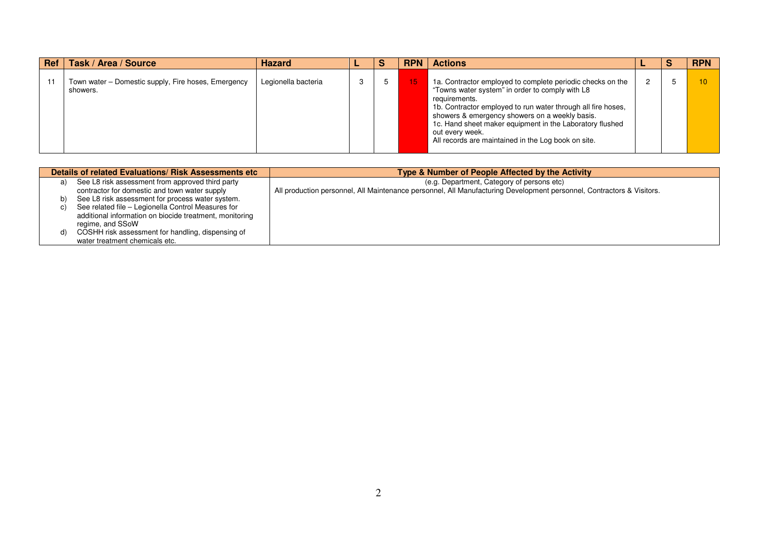| Ref | Task / Area / Source | Hazard | L | S | RPN | Actions | L | S | RPN |
|---|---|---|---|---|---|---|---|---|---|
| 11 | Town water – Domestic supply, Fire hoses, Emergency showers. | Legionella bacteria | 3 | 5 | 15 | 1a. Contractor employed to complete periodic checks on the "Towns water system" in order to comply with L8 requirements.<br>1b. Contractor employed to run water through all fire hoses, showers & emergency showers on a weekly basis.<br>1c. Hand sheet maker equipment in the Laboratory flushed out every week.<br>All records are maintained in the Log book on site. | 2 | 5 | 10 |

| Details of related Evaluations/ Risk Assessments etc | Type & Number of People Affected by the Activity |
|---|---|
| a) See L8 risk assessment from approved third party contractor for domestic and town water supply<br>b) See L8 risk assessment for process water system.<br>c) See related file – Legionella Control Measures for additional information on biocide treatment, monitoring regime, and SSoW<br>d) COSHH risk assessment for handling, dispensing of water treatment chemicals etc. | (e.g. Department, Category of persons etc)<br>All production personnel, All Maintenance personnel, All Manufacturing Development personnel, Contractors & Visitors. |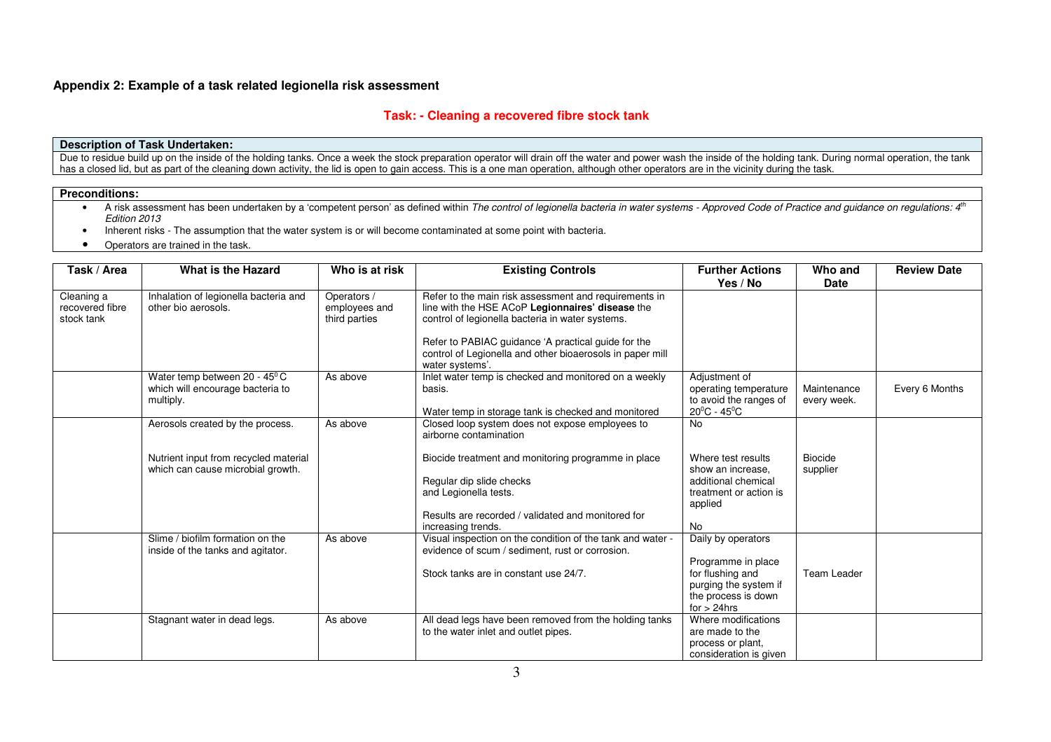**Appendix 2: Example of a task related legionella risk assessment**

**Task: - Cleaning a recovered fibre stock tank**

**Description of Task Undertaken:**

Due to residue build up on the inside of the holding tanks. Once a week the stock preparation operator will drain off the water and power wash the inside of the holding tank. During normal operation, the tank has a closed lid, but as part of the cleaning down activity, the lid is open to gain access. This is a one man operation, although other operators are in the vicinity during the task.

**Preconditions:**

- A risk assessment has been undertaken by a 'competent person' as defined within *The control of legionella bacteria in water systems - Approved Code of Practice and guidance on regulations: 4th Edition 2013*
- Inherent risks - The assumption that the water system is or will become contaminated at some point with bacteria.
- Operators are trained in the task.

| Task / Area | What is the Hazard | Who is at risk | Existing Controls | Further Actions Yes / No | Who and Date | Review Date |
|---|---|---|---|---|---|---|
| Cleaning a recovered fibre stock tank | Inhalation of legionella bacteria and other bio aerosols. | Operators / employees and third parties | Refer to the main risk assessment and requirements in line with the HSE ACoP **Legionnaires' disease** the control of legionella bacteria in water systems.<br><br>Refer to PABIAC guidance 'A practical guide for the control of Legionella and other bioaerosols in paper mill water systems'. | | | |
| | Water temp between 20 - 45$^0$C which will encourage bacteria to multiply. | As above | Inlet water temp is checked and monitored on a weekly basis.<br><br>Water temp in storage tank is checked and monitored | Adjustment of operating temperature to avoid the ranges of 20$^0$C - 45$^0$C | Maintenance every week. | Every 6 Months |
| | Aerosols created by the process.<br><br>Nutrient input from recycled material which can cause microbial growth. | As above | Closed loop system does not expose employees to airborne contamination<br><br>Biocide treatment and monitoring programme in place<br><br>Regular dip slide checks and Legionella tests.<br><br>Results are recorded / validated and monitored for increasing trends. | No<br><br>Where test results show an increase, additional chemical treatment or action is applied<br><br>No | Biocide supplier | |
| | Slime / biofilm formation on the inside of the tanks and agitator. | As above | Visual inspection on the condition of the tank and water - evidence of scum / sediment, rust or corrosion.<br><br>Stock tanks are in constant use 24/7. | Daily by operators<br><br>Programme in place for flushing and purging the system if the process is down for > 24hrs | Team Leader | |
| | Stagnant water in dead legs. | As above | All dead legs have been removed from the holding tanks to the water inlet and outlet pipes. | Where modifications are made to the process or plant, consideration is given | | |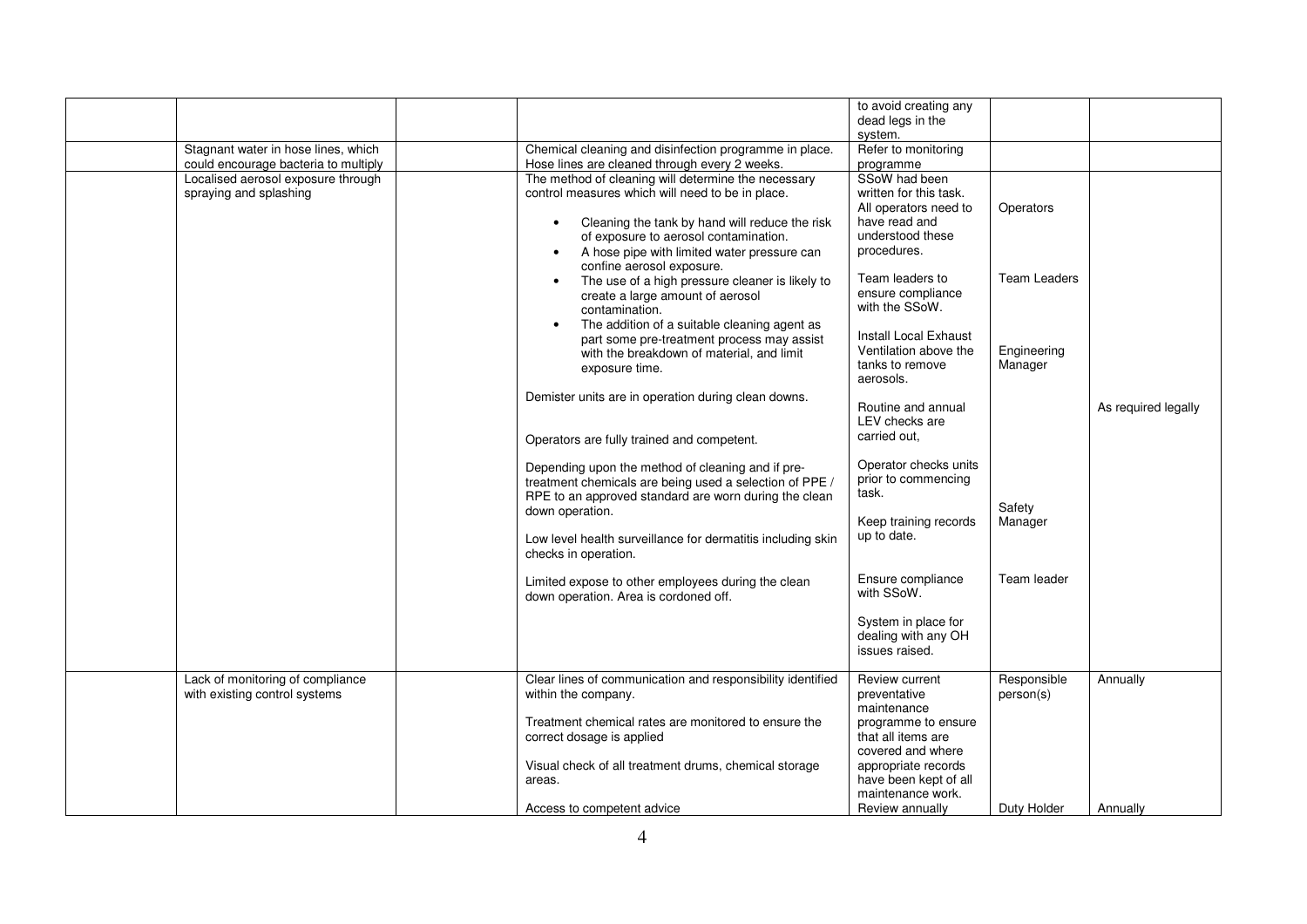|  |  |  |  | to avoid creating any dead legs in the system. |  |  |
|---|---|---|---|---|---|---|
|  | Stagnant water in hose lines, which could encourage bacteria to multiply |  | Chemical cleaning and disinfection programme in place. Hose lines are cleaned through every 2 weeks. | Refer to monitoring programme |  |  |
|  | Localised aerosol exposure through spraying and splashing |  | The method of cleaning will determine the necessary control measures which will need to be in place.<br><br>• Cleaning the tank by hand will reduce the risk of exposure to aerosol contamination.<br>• A hose pipe with limited water pressure can confine aerosol exposure.<br>• The use of a high pressure cleaner is likely to create a large amount of aerosol contamination.<br>• The addition of a suitable cleaning agent as part some pre-treatment process may assist with the breakdown of material, and limit exposure time.<br><br>Demister units are in operation during clean downs.<br><br>Operators are fully trained and competent.<br><br>Depending upon the method of cleaning and if pre-treatment chemicals are being used a selection of PPE / RPE to an approved standard are worn during the clean down operation.<br><br>Low level health surveillance for dermatitis including skin checks in operation.<br><br>Limited expose to other employees during the clean down operation. Area is cordoned off. | SSoW had been written for this task. All operators need to have read and understood these procedures.<br><br>Team leaders to ensure compliance with the SSoW.<br><br>Install Local Exhaust Ventilation above the tanks to remove aerosols.<br><br>Routine and annual LEV checks are carried out,<br><br>Operator checks units prior to commencing task.<br><br>Keep training records up to date.<br><br>Ensure compliance with SSoW.<br><br>System in place for dealing with any OH issues raised. | Operators<br><br>Team Leaders<br><br>Engineering Manager<br><br>Safety Manager<br><br>Team leader | As required legally |
|  | Lack of monitoring of compliance with existing control systems |  | Clear lines of communication and responsibility identified within the company.<br><br>Treatment chemical rates are monitored to ensure the correct dosage is applied<br><br>Visual check of all treatment drums, chemical storage areas.<br><br>Access to competent advice | Review current preventative maintenance programme to ensure that all items are covered and where appropriate records have been kept of all maintenance work.<br>Review annually | Responsible person(s)<br><br>Duty Holder | Annually<br><br>Annually |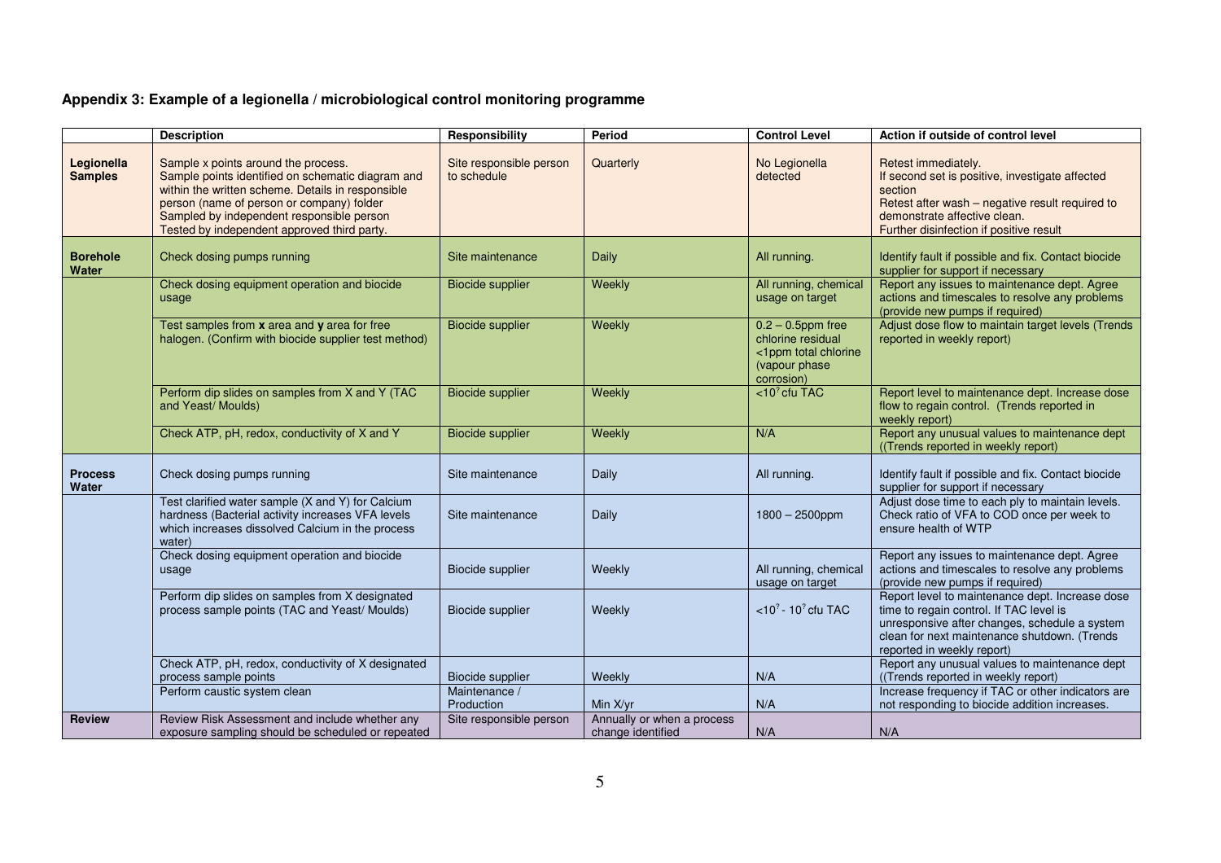**Appendix 3: Example of a legionella / microbiological control monitoring programme**

| | Description | Responsibility | Period | Control Level | Action if outside of control level |
|---|---|---|---|---|---|
| **Legionella Samples** | Sample x points around the process. Sample points identified on schematic diagram and within the written scheme. Details in responsible person (name of person or company) folder Sampled by independent responsible person Tested by independent approved third party. | Site responsible person to schedule | Quarterly | No Legionella detected | Retest immediately. If second set is positive, investigate affected section Retest after wash – negative result required to demonstrate affective clean. Further disinfection if positive result |
| **Borehole Water** | Check dosing pumps running | Site maintenance | Daily | All running. | Identify fault if possible and fix. Contact biocide supplier for support if necessary |
| | Check dosing equipment operation and biocide usage | Biocide supplier | Weekly | All running, chemical usage on target | Report any issues to maintenance dept. Agree actions and timescales to resolve any problems (provide new pumps if required) |
| | Test samples from **x** area and **y** area for free halogen. (Confirm with biocide supplier test method) | Biocide supplier | Weekly | 0.2 – 0.5ppm free chlorine residual <1ppm total chlorine (vapour phase corrosion) | Adjust dose flow to maintain target levels (Trends reported in weekly report) |
| | Perform dip slides on samples from X and Y (TAC and Yeast/ Moulds) | Biocide supplier | Weekly | $<10^{?}$ cfu TAC | Report level to maintenance dept. Increase dose flow to regain control. (Trends reported in weekly report) |
| | Check ATP, pH, redox, conductivity of X and Y | Biocide supplier | Weekly | N/A | Report any unusual values to maintenance dept ((Trends reported in weekly report) |
| **Process Water** | Check dosing pumps running | Site maintenance | Daily | All running. | Identify fault if possible and fix. Contact biocide supplier for support if necessary |
| | Test clarified water sample (X and Y) for Calcium hardness (Bacterial activity increases VFA levels which increases dissolved Calcium in the process water) | Site maintenance | Daily | 1800 – 2500ppm | Adjust dose time to each ply to maintain levels. Check ratio of VFA to COD once per week to ensure health of WTP |
| | Check dosing equipment operation and biocide usage | Biocide supplier | Weekly | All running, chemical usage on target | Report any issues to maintenance dept. Agree actions and timescales to resolve any problems (provide new pumps if required) |
| | Perform dip slides on samples from X designated process sample points (TAC and Yeast/ Moulds) | Biocide supplier | Weekly | $<10^{?}$ - $10^{?}$ cfu TAC | Report level to maintenance dept. Increase dose time to regain control. If TAC level is unresponsive after changes, schedule a system clean for next maintenance shutdown. (Trends reported in weekly report) |
| | Check ATP, pH, redox, conductivity of X designated process sample points | Biocide supplier | Weekly | N/A | Report any unusual values to maintenance dept ((Trends reported in weekly report) |
| | Perform caustic system clean | Maintenance / Production | Min X/yr | N/A | Increase frequency if TAC or other indicators are not responding to biocide addition increases. |
| **Review** | Review Risk Assessment and include whether any exposure sampling should be scheduled or repeated | Site responsible person | Annually or when a process change identified | N/A | N/A |